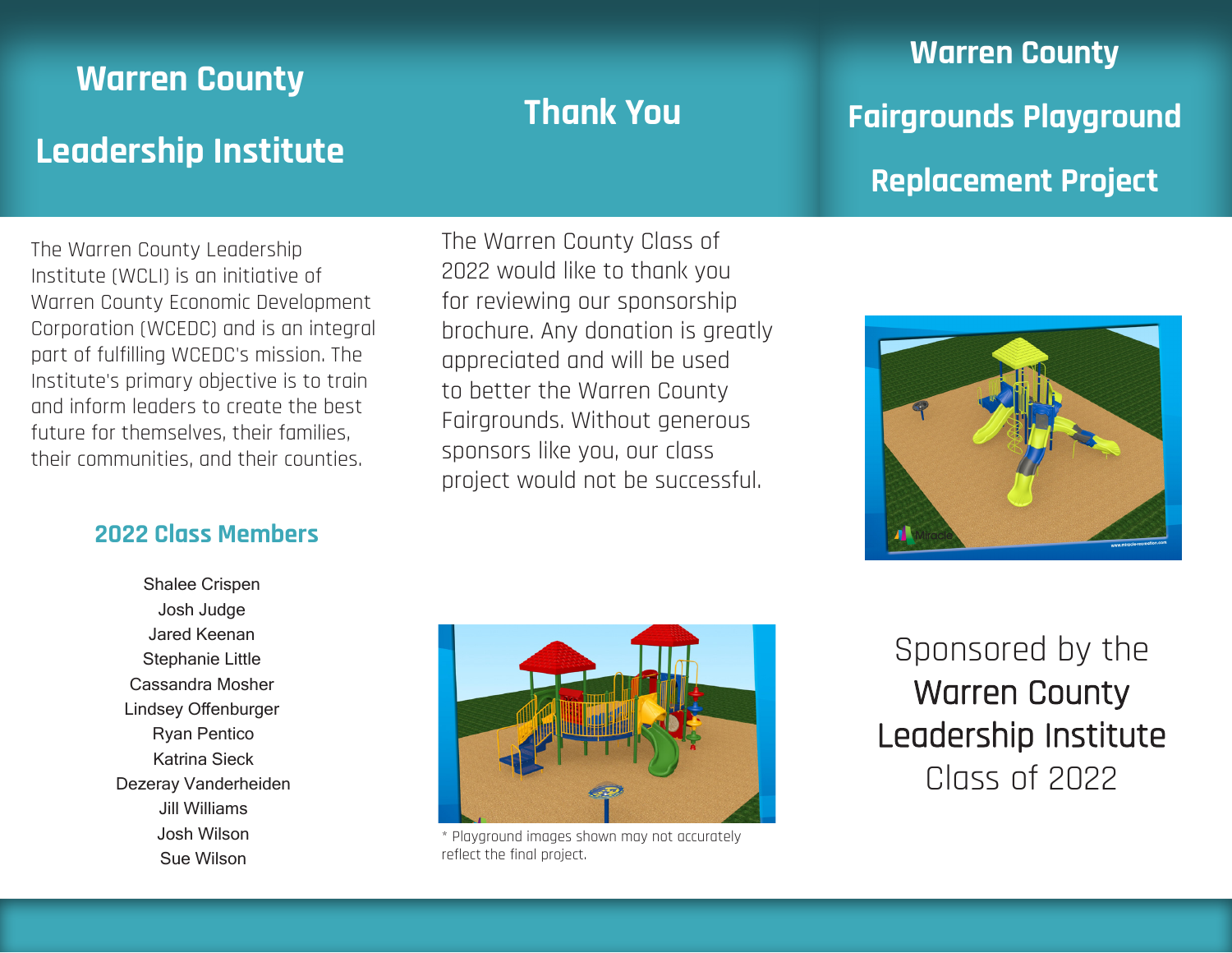# Warren County Leadership Institute

The Warren County Leadership Institute (WCLI) is an initiative of Warren County Economic Development Corporation (WCEDC) and is an integral part of fulfilling WCEDC's mission. The Institute's primary objective is to train and inform leaders to create the best future for themselves, their families, their communities, and their counties.

## 2022 Class Members

Shalee Crispen
Josh Judge
Jared Keenan
Stephanie Little
Cassandra Mosher
Lindsey Offenburger
Ryan Pentico
Katrina Sieck
Dezeray Vanderheiden
Jill Williams
Josh Wilson
Sue Wilson

# Thank You

The Warren County Class of 2022 would like to thank you for reviewing our sponsorship brochure. Any donation is greatly appreciated and will be used to better the Warren County Fairgrounds. Without generous sponsors like you, our class project would not be successful.

* Playground images shown may not accurately reflect the final project.

# Warren County Fairgrounds Playground Replacement Project

Sponsored by the **Warren County Leadership Institute** Class of 2022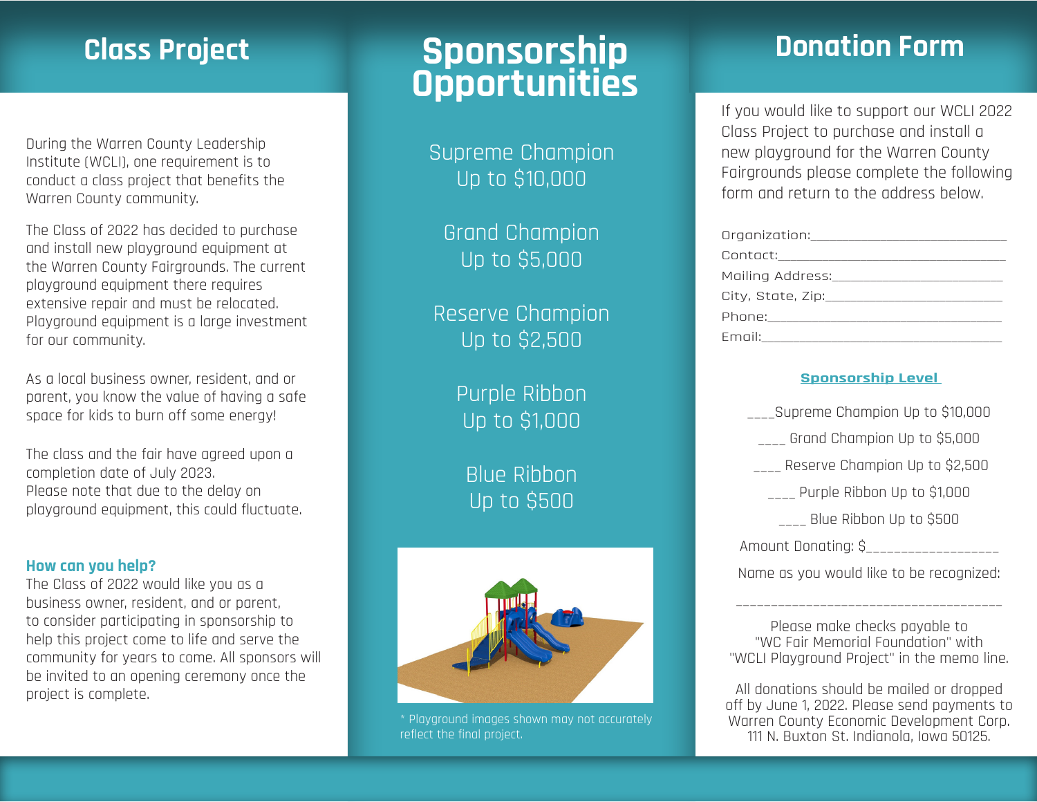## Class Project

During the Warren County Leadership Institute (WCLI), one requirement is to conduct a class project that benefits the Warren County community.

The Class of 2022 has decided to purchase and install new playground equipment at the Warren County Fairgrounds. The current playground equipment there requires extensive repair and must be relocated. Playground equipment is a large investment for our community.

As a local business owner, resident, and or parent, you know the value of having a safe space for kids to burn off some energy!

The class and the fair have agreed upon a completion date of July 2023.
Please note that due to the delay on playground equipment, this could fluctuate.

### How can you help?

The Class of 2022 would like you as a business owner, resident, and or parent, to consider participating in sponsorship to help this project come to life and serve the community for years to come. All sponsors will be invited to an opening ceremony once the project is complete.

## Sponsorship Opportunities

Supreme Champion
Up to $10,000

Grand Champion
Up to $5,000

Reserve Champion
Up to $2,500

Purple Ribbon
Up to $1,000

Blue Ribbon
Up to $500

* Playground images shown may not accurately reflect the final project.

## Donation Form

If you would like to support our WCLI 2022 Class Project to purchase and install a new playground for the Warren County Fairgrounds please complete the following form and return to the address below.

Organization:______________________________

Contact:__________________________________

Mailing Address:___________________________

City, State, Zip:___________________________

Phone:___________________________________

Email:____________________________________

**Sponsorship Level**

____Supreme Champion Up to $10,000

____ Grand Champion Up to $5,000

____ Reserve Champion Up to $2,500

____ Purple Ribbon Up to $1,000

____ Blue Ribbon Up to $500

Amount Donating: $__________________

Name as you would like to be recognized:

_______________________________________

Please make checks payable to "WC Fair Memorial Foundation" with "WCLI Playground Project" in the memo line.

All donations should be mailed or dropped off by June 1, 2022. Please send payments to Warren County Economic Development Corp. 111 N. Buxton St. Indianola, Iowa 50125.